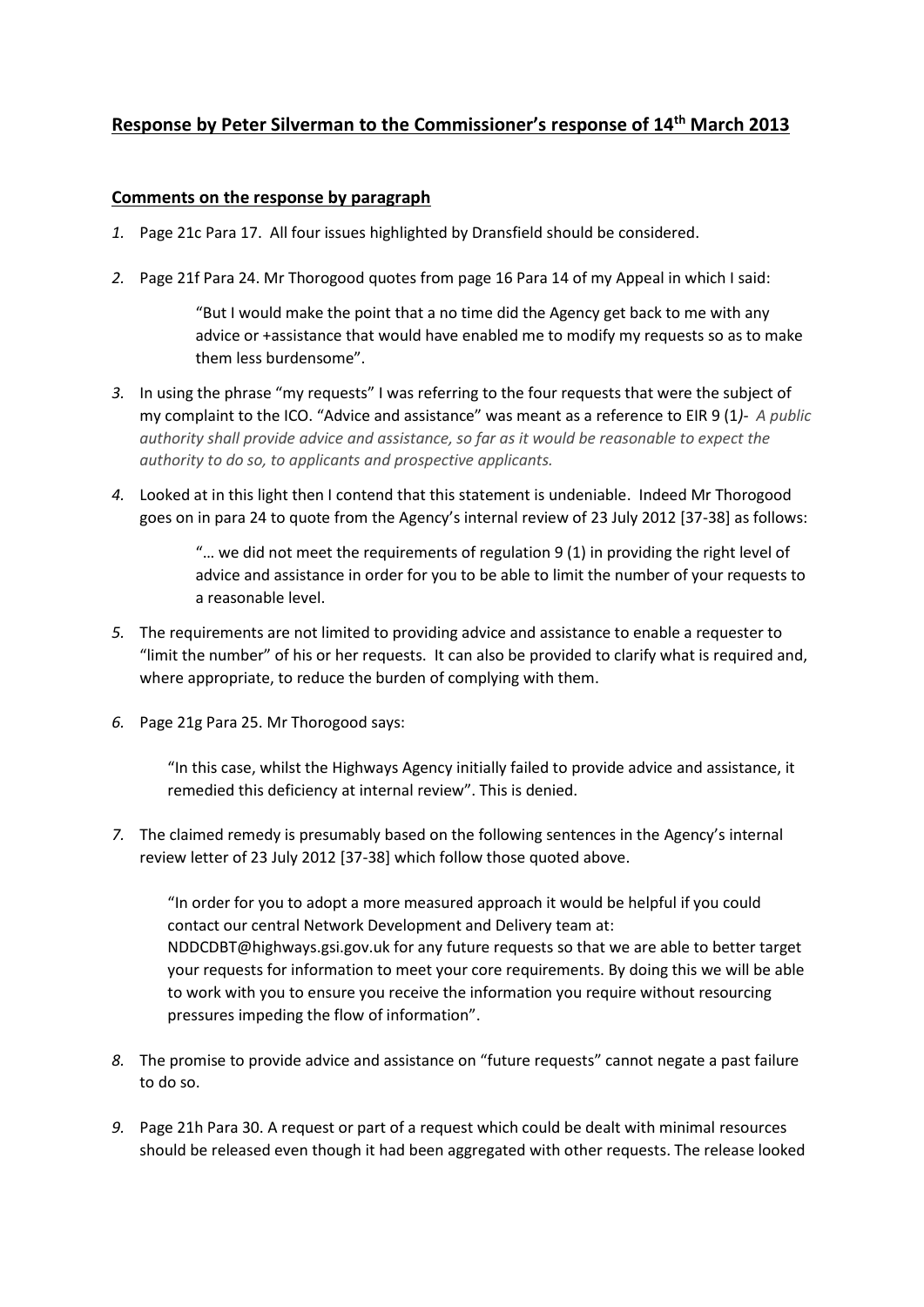# Response by Peter Silverman to the Commissioner's response of 14th March 2013

## Comments on the response by paragraph

1. Page 21c Para 17. All four issues highlighted by Dransfield should be considered.
2. Page 21f Para 24. Mr Thorogood quotes from page 16 Para 14 of my Appeal in which I said:

   > "But I would make the point that a no time did the Agency get back to me with any advice or +assistance that would have enabled me to modify my requests so as to make them less burdensome".

3. In using the phrase "my requests" I was referring to the four requests that were the subject of my complaint to the ICO. "Advice and assistance" was meant as a reference to EIR 9 (1)*- A public authority shall provide advice and assistance, so far as it would be reasonable to expect the authority to do so, to applicants and prospective applicants.*
4. Looked at in this light then I contend that this statement is undeniable. Indeed Mr Thorogood goes on in para 24 to quote from the Agency's internal review of 23 July 2012 [37-38] as follows:

   > "… we did not meet the requirements of regulation 9 (1) in providing the right level of advice and assistance in order for you to be able to limit the number of your requests to a reasonable level.

5. The requirements are not limited to providing advice and assistance to enable a requester to "limit the number" of his or her requests. It can also be provided to clarify what is required and, where appropriate, to reduce the burden of complying with them.
6. Page 21g Para 25. Mr Thorogood says:

   > "In this case, whilst the Highways Agency initially failed to provide advice and assistance, it remedied this deficiency at internal review". This is denied.

7. The claimed remedy is presumably based on the following sentences in the Agency's internal review letter of 23 July 2012 [37-38] which follow those quoted above.

   > "In order for you to adopt a more measured approach it would be helpful if you could contact our central Network Development and Delivery team at: NDDCDBT@highways.gsi.gov.uk for any future requests so that we are able to better target your requests for information to meet your core requirements. By doing this we will be able to work with you to ensure you receive the information you require without resourcing pressures impeding the flow of information".

8. The promise to provide advice and assistance on "future requests" cannot negate a past failure to do so.
9. Page 21h Para 30. A request or part of a request which could be dealt with minimal resources should be released even though it had been aggregated with other requests. The release looked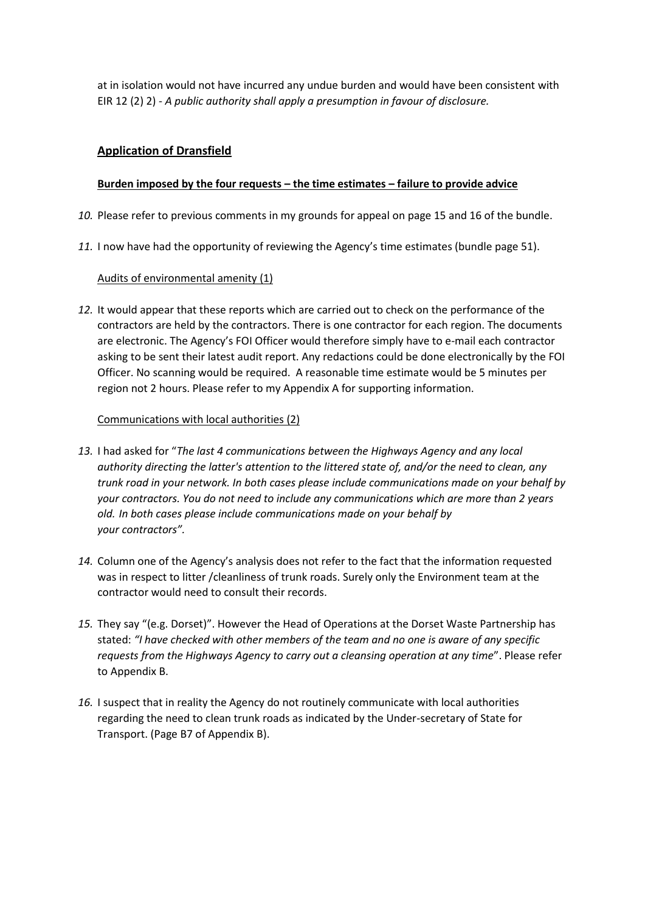at in isolation would not have incurred any undue burden and would have been consistent with EIR 12 (2) 2) - *A public authority shall apply a presumption in favour of disclosure.*

## Application of Dransfield

### Burden imposed by the four requests – the time estimates – failure to provide advice

10. Please refer to previous comments in my grounds for appeal on page 15 and 16 of the bundle.

11. I now have had the opportunity of reviewing the Agency's time estimates (bundle page 51).

Audits of environmental amenity (1)

12. It would appear that these reports which are carried out to check on the performance of the contractors are held by the contractors. There is one contractor for each region. The documents are electronic. The Agency's FOI Officer would therefore simply have to e-mail each contractor asking to be sent their latest audit report. Any redactions could be done electronically by the FOI Officer. No scanning would be required. A reasonable time estimate would be 5 minutes per region not 2 hours. Please refer to my Appendix A for supporting information.

Communications with local authorities (2)

13. I had asked for "*The last 4 communications between the Highways Agency and any local authority directing the latter's attention to the littered state of, and/or the need to clean, any trunk road in your network. In both cases please include communications made on your behalf by your contractors. You do not need to include any communications which are more than 2 years old. In both cases please include communications made on your behalf by your contractors".*

14. Column one of the Agency's analysis does not refer to the fact that the information requested was in respect to litter /cleanliness of trunk roads. Surely only the Environment team at the contractor would need to consult their records.

15. They say "(e.g. Dorset)". However the Head of Operations at the Dorset Waste Partnership has stated: *"I have checked with other members of the team and no one is aware of any specific requests from the Highways Agency to carry out a cleansing operation at any time*". Please refer to Appendix B.

16. I suspect that in reality the Agency do not routinely communicate with local authorities regarding the need to clean trunk roads as indicated by the Under-secretary of State for Transport. (Page B7 of Appendix B).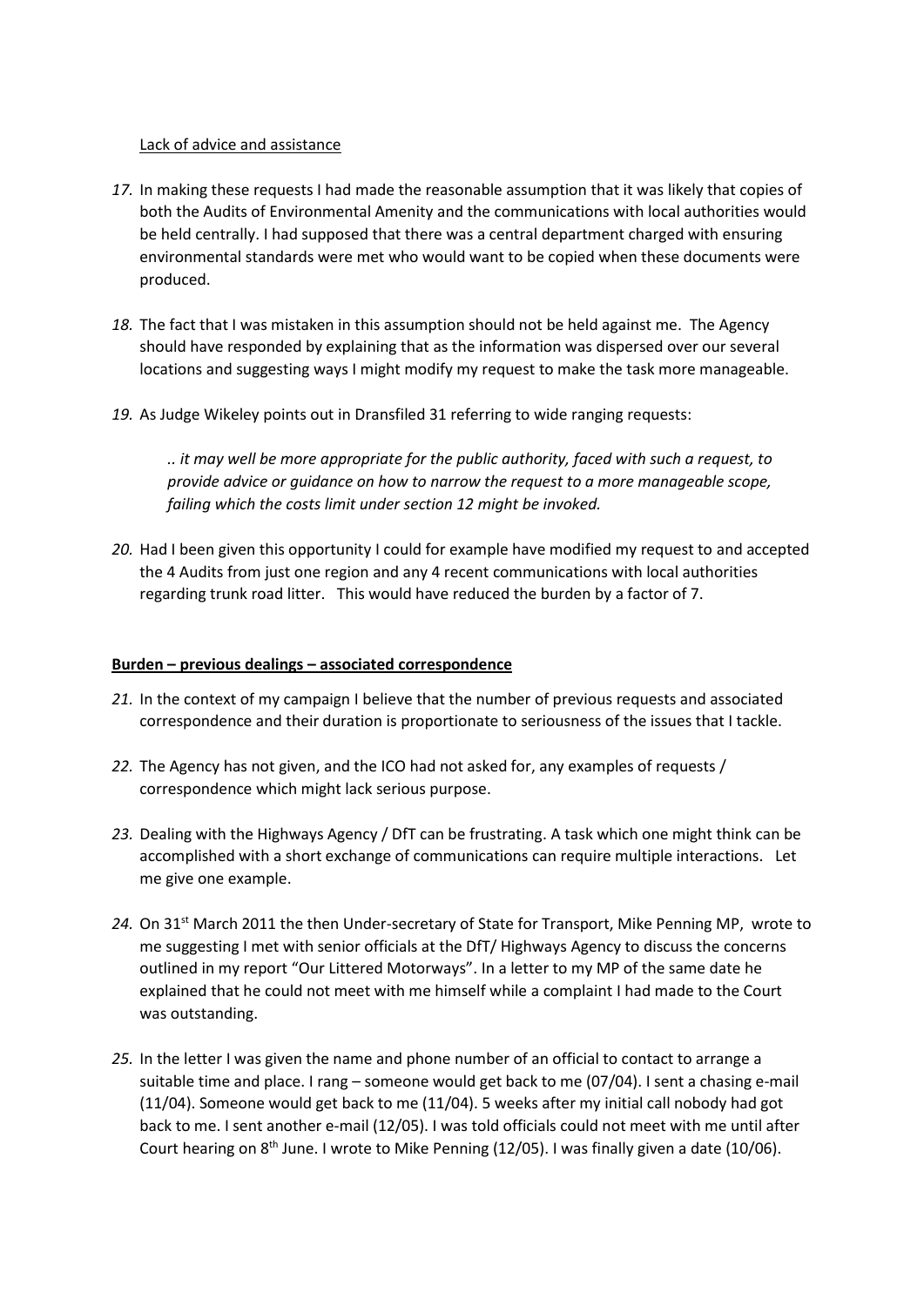Lack of advice and assistance

*17.* In making these requests I had made the reasonable assumption that it was likely that copies of both the Audits of Environmental Amenity and the communications with local authorities would be held centrally. I had supposed that there was a central department charged with ensuring environmental standards were met who would want to be copied when these documents were produced.

*18.* The fact that I was mistaken in this assumption should not be held against me. The Agency should have responded by explaining that as the information was dispersed over our several locations and suggesting ways I might modify my request to make the task more manageable.

*19.* As Judge Wikeley points out in Dransfiled 31 referring to wide ranging requests:

> *.. it may well be more appropriate for the public authority, faced with such a request, to provide advice or guidance on how to narrow the request to a more manageable scope, failing which the costs limit under section 12 might be invoked.*

*20.* Had I been given this opportunity I could for example have modified my request to and accepted the 4 Audits from just one region and any 4 recent communications with local authorities regarding trunk road litter. This would have reduced the burden by a factor of 7.

**Burden – previous dealings – associated correspondence**

*21.* In the context of my campaign I believe that the number of previous requests and associated correspondence and their duration is proportionate to seriousness of the issues that I tackle.

*22.* The Agency has not given, and the ICO had not asked for, any examples of requests / correspondence which might lack serious purpose.

*23.* Dealing with the Highways Agency / DfT can be frustrating. A task which one might think can be accomplished with a short exchange of communications can require multiple interactions. Let me give one example.

*24.* On 31st March 2011 the then Under-secretary of State for Transport, Mike Penning MP, wrote to me suggesting I met with senior officials at the DfT/ Highways Agency to discuss the concerns outlined in my report "Our Littered Motorways". In a letter to my MP of the same date he explained that he could not meet with me himself while a complaint I had made to the Court was outstanding.

*25.* In the letter I was given the name and phone number of an official to contact to arrange a suitable time and place. I rang – someone would get back to me (07/04). I sent a chasing e-mail (11/04). Someone would get back to me (11/04). 5 weeks after my initial call nobody had got back to me. I sent another e-mail (12/05). I was told officials could not meet with me until after Court hearing on 8th June. I wrote to Mike Penning (12/05). I was finally given a date (10/06).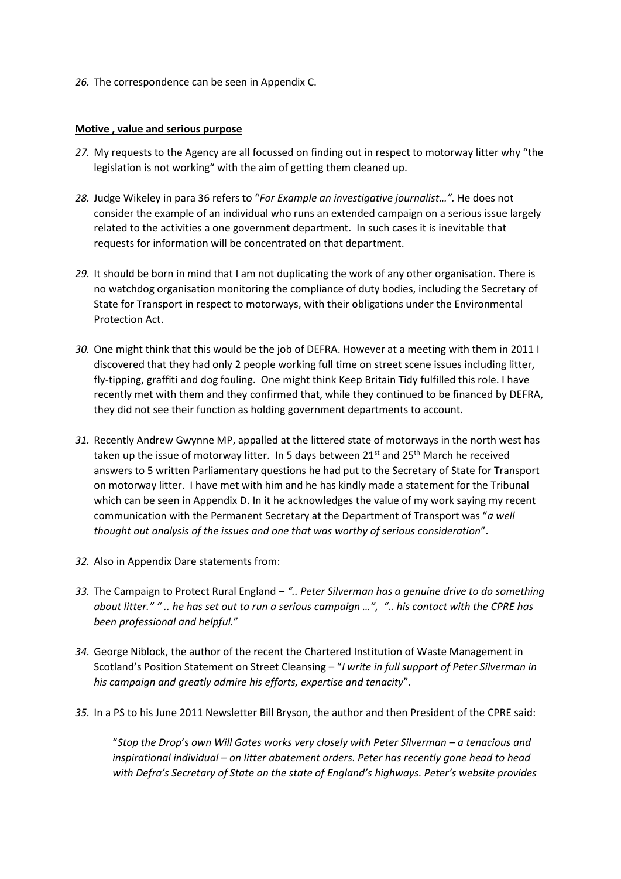*26.* The correspondence can be seen in Appendix C.

**Motive , value and serious purpose**

*27.* My requests to the Agency are all focussed on finding out in respect to motorway litter why "the legislation is not working" with the aim of getting them cleaned up.

*28.* Judge Wikeley in para 36 refers to "*For Example an investigative journalist…"*. He does not consider the example of an individual who runs an extended campaign on a serious issue largely related to the activities a one government department. In such cases it is inevitable that requests for information will be concentrated on that department.

*29.* It should be born in mind that I am not duplicating the work of any other organisation. There is no watchdog organisation monitoring the compliance of duty bodies, including the Secretary of State for Transport in respect to motorways, with their obligations under the Environmental Protection Act.

*30.* One might think that this would be the job of DEFRA. However at a meeting with them in 2011 I discovered that they had only 2 people working full time on street scene issues including litter, fly-tipping, graffiti and dog fouling. One might think Keep Britain Tidy fulfilled this role. I have recently met with them and they confirmed that, while they continued to be financed by DEFRA, they did not see their function as holding government departments to account.

*31.* Recently Andrew Gwynne MP, appalled at the littered state of motorways in the north west has taken up the issue of motorway litter. In 5 days between 21st and 25th March he received answers to 5 written Parliamentary questions he had put to the Secretary of State for Transport on motorway litter. I have met with him and he has kindly made a statement for the Tribunal which can be seen in Appendix D. In it he acknowledges the value of my work saying my recent communication with the Permanent Secretary at the Department of Transport was "*a well thought out analysis of the issues and one that was worthy of serious consideration*".

*32.* Also in Appendix Dare statements from:

*33.* The Campaign to Protect Rural England – *".. Peter Silverman has a genuine drive to do something about litter." " .. he has set out to run a serious campaign …", ".. his contact with the CPRE has been professional and helpful.*"

*34.* George Niblock, the author of the recent the Chartered Institution of Waste Management in Scotland's Position Statement on Street Cleansing – "*I write in full support of Peter Silverman in his campaign and greatly admire his efforts, expertise and tenacity*".

*35.* In a PS to his June 2011 Newsletter Bill Bryson, the author and then President of the CPRE said:

> "*Stop the Drop*'s *own Will Gates works very closely with Peter Silverman – a tenacious and inspirational individual – on litter abatement orders. Peter has recently gone head to head with Defra's Secretary of State on the state of England's highways. Peter's website provides*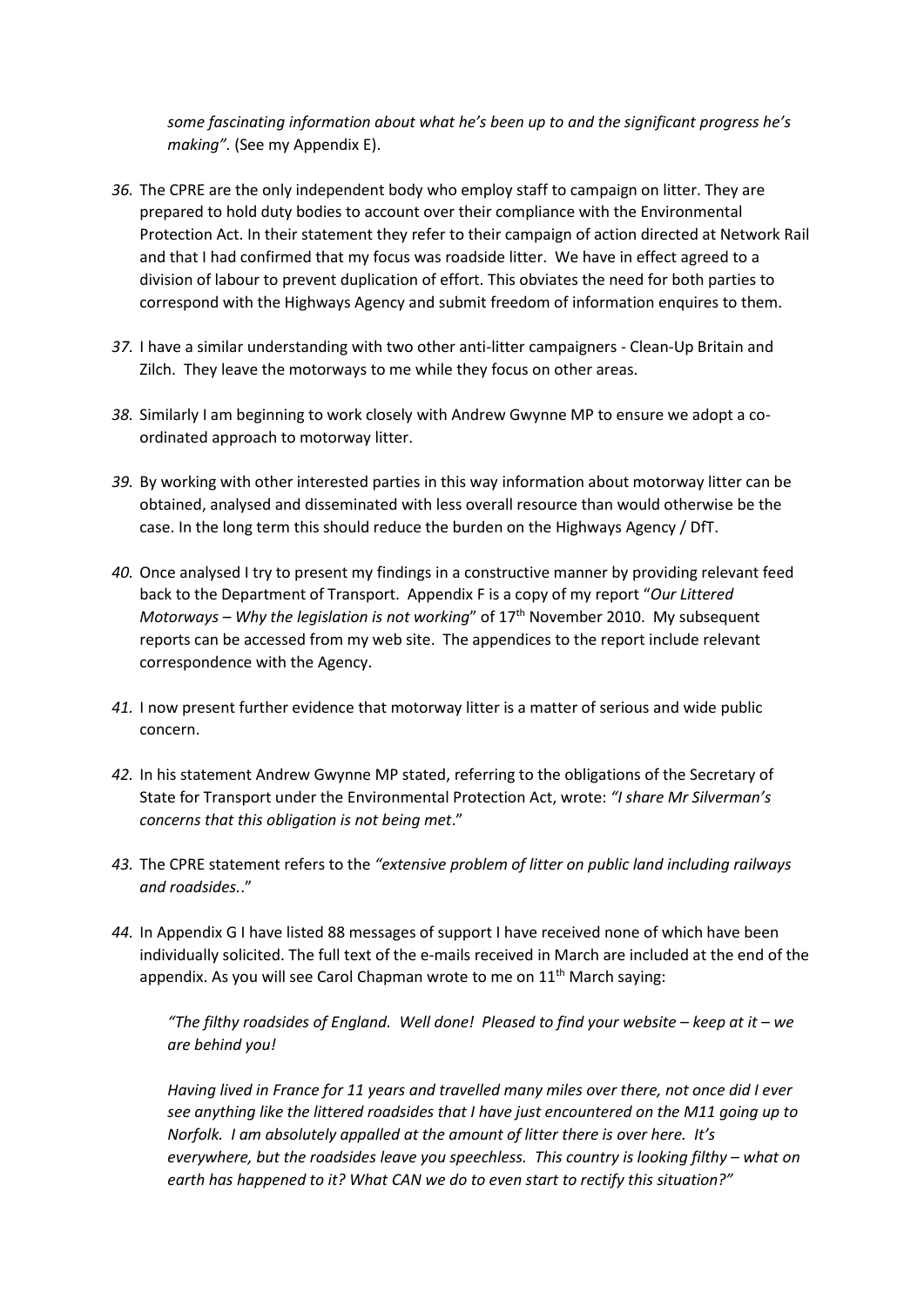*some fascinating information about what he's been up to and the significant progress he's making".* (See my Appendix E).

*36.* The CPRE are the only independent body who employ staff to campaign on litter. They are prepared to hold duty bodies to account over their compliance with the Environmental Protection Act. In their statement they refer to their campaign of action directed at Network Rail and that I had confirmed that my focus was roadside litter. We have in effect agreed to a division of labour to prevent duplication of effort. This obviates the need for both parties to correspond with the Highways Agency and submit freedom of information enquires to them.

*37.* I have a similar understanding with two other anti-litter campaigners - Clean-Up Britain and Zilch. They leave the motorways to me while they focus on other areas.

*38.* Similarly I am beginning to work closely with Andrew Gwynne MP to ensure we adopt a co-ordinated approach to motorway litter.

*39.* By working with other interested parties in this way information about motorway litter can be obtained, analysed and disseminated with less overall resource than would otherwise be the case. In the long term this should reduce the burden on the Highways Agency / DfT.

*40.* Once analysed I try to present my findings in a constructive manner by providing relevant feed back to the Department of Transport. Appendix F is a copy of my report "*Our Littered Motorways – Why the legislation is not working*" of 17th November 2010. My subsequent reports can be accessed from my web site. The appendices to the report include relevant correspondence with the Agency.

*41.* I now present further evidence that motorway litter is a matter of serious and wide public concern.

*42.* In his statement Andrew Gwynne MP stated, referring to the obligations of the Secretary of State for Transport under the Environmental Protection Act, wrote: *"I share Mr Silverman's concerns that this obligation is not being met*."

*43.* The CPRE statement refers to the *"extensive problem of litter on public land including railways and roadsides..*"

*44.* In Appendix G I have listed 88 messages of support I have received none of which have been individually solicited. The full text of the e-mails received in March are included at the end of the appendix. As you will see Carol Chapman wrote to me on 11th March saying:

> *"The filthy roadsides of England. Well done! Pleased to find your website – keep at it – we are behind you!*
>
> *Having lived in France for 11 years and travelled many miles over there, not once did I ever see anything like the littered roadsides that I have just encountered on the M11 going up to Norfolk. I am absolutely appalled at the amount of litter there is over here. It's everywhere, but the roadsides leave you speechless. This country is looking filthy – what on earth has happened to it? What CAN we do to even start to rectify this situation?"*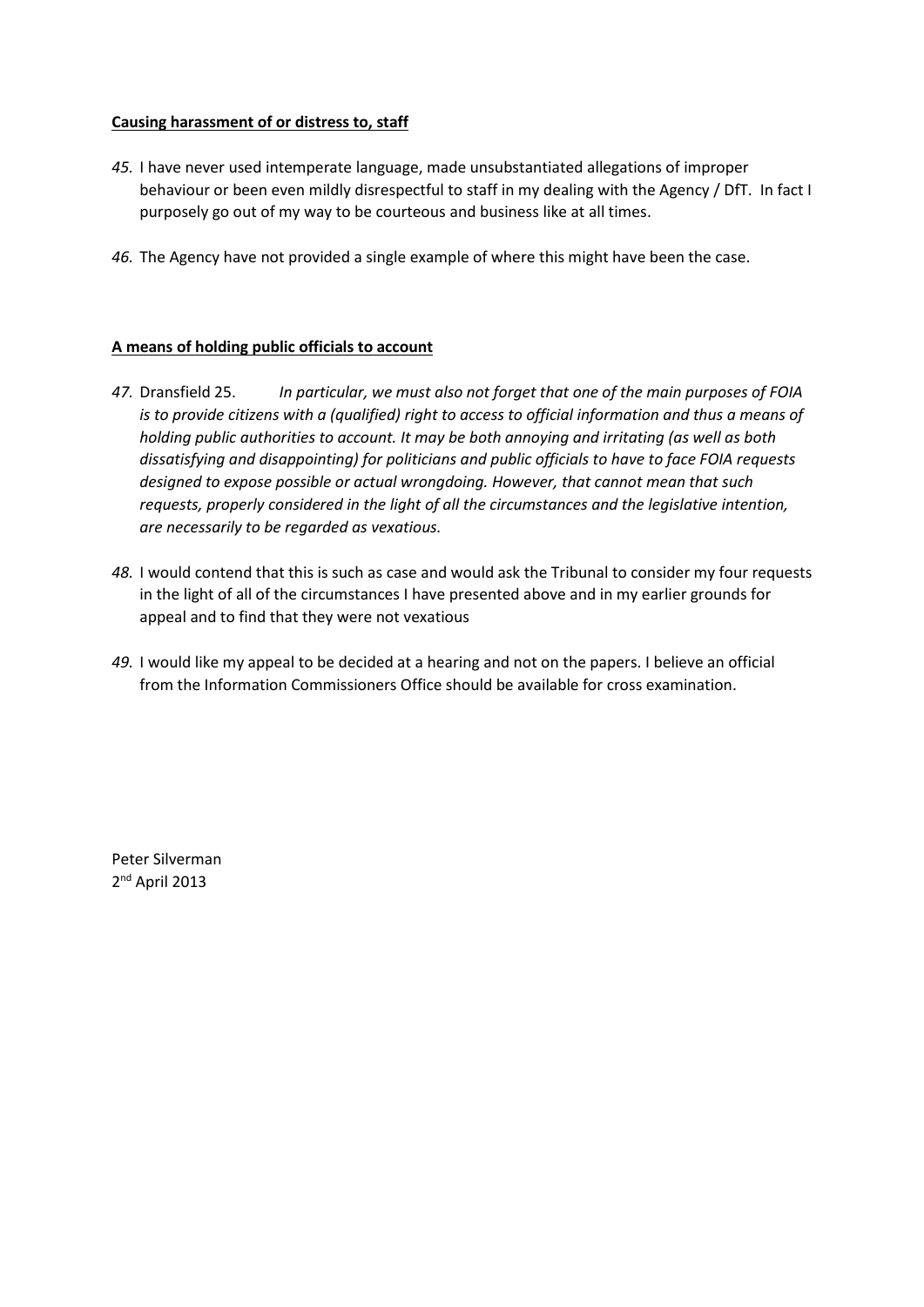**Causing harassment of or distress to, staff**

*45.* I have never used intemperate language, made unsubstantiated allegations of improper behaviour or been even mildly disrespectful to staff in my dealing with the Agency / DfT. In fact I purposely go out of my way to be courteous and business like at all times.

*46.* The Agency have not provided a single example of where this might have been the case.

**A means of holding public officials to account**

*47.* Dransfield 25. *In particular, we must also not forget that one of the main purposes of FOIA is to provide citizens with a (qualified) right to access to official information and thus a means of holding public authorities to account. It may be both annoying and irritating (as well as both dissatisfying and disappointing) for politicians and public officials to have to face FOIA requests designed to expose possible or actual wrongdoing. However, that cannot mean that such requests, properly considered in the light of all the circumstances and the legislative intention, are necessarily to be regarded as vexatious.*

*48.* I would contend that this is such as case and would ask the Tribunal to consider my four requests in the light of all of the circumstances I have presented above and in my earlier grounds for appeal and to find that they were not vexatious

*49.* I would like my appeal to be decided at a hearing and not on the papers. I believe an official from the Information Commissioners Office should be available for cross examination.

Peter Silverman
2nd April 2013